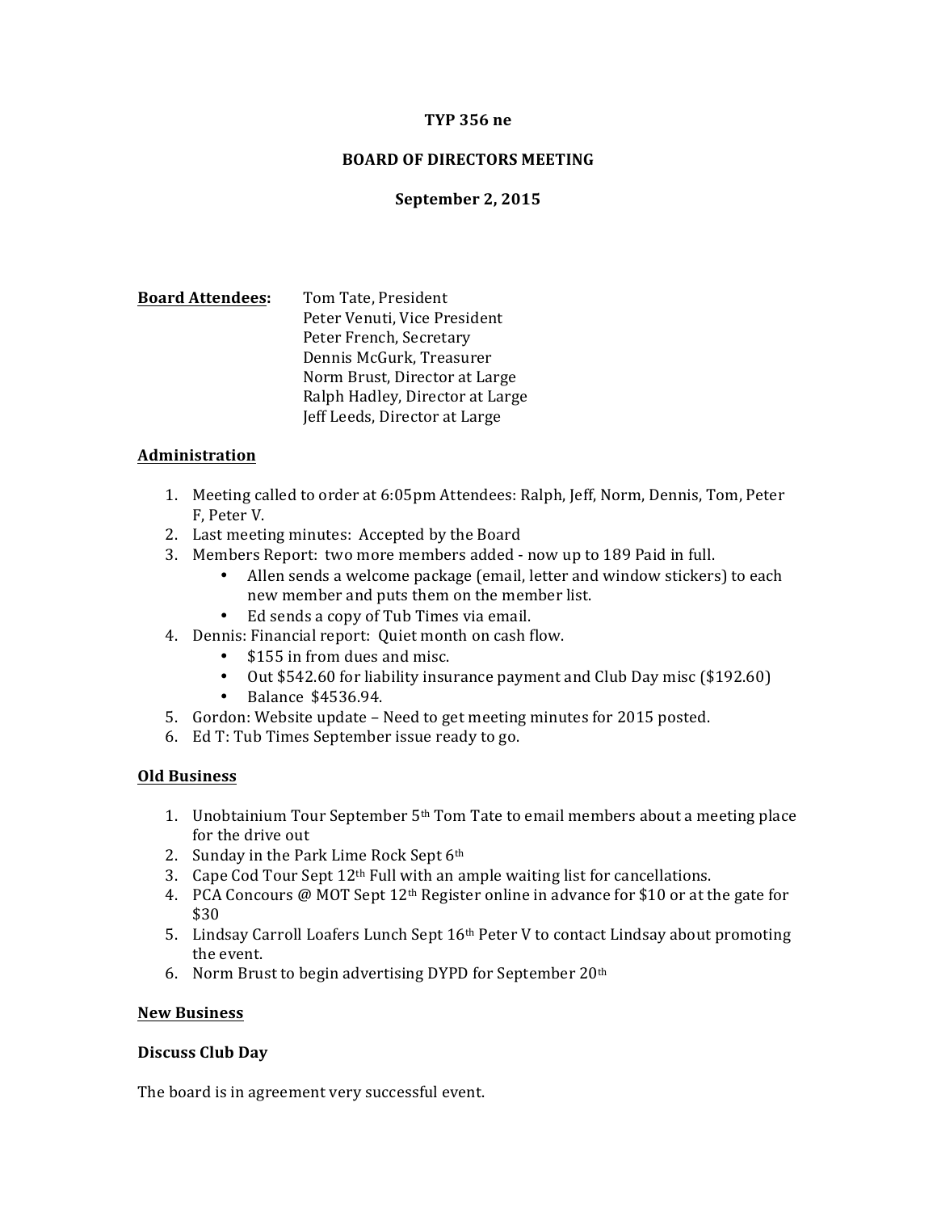**TYP 356 ne**

**BOARD OF DIRECTORS MEETING**

**September 2, 2015**

**Board Attendees:** Tom Tate, President
Peter Venuti, Vice President
Peter French, Secretary
Dennis McGurk, Treasurer
Norm Brust, Director at Large
Ralph Hadley, Director at Large
Jeff Leeds, Director at Large

## Administration

1. Meeting called to order at 6:05pm Attendees: Ralph, Jeff, Norm, Dennis, Tom, Peter F, Peter V.
2. Last meeting minutes: Accepted by the Board
3. Members Report: two more members added - now up to 189 Paid in full.
   - Allen sends a welcome package (email, letter and window stickers) to each new member and puts them on the member list.
   - Ed sends a copy of Tub Times via email.
4. Dennis: Financial report: Quiet month on cash flow.
   - $155 in from dues and misc.
   - Out $542.60 for liability insurance payment and Club Day misc ($192.60)
   - Balance $4536.94.
5. Gordon: Website update – Need to get meeting minutes for 2015 posted.
6. Ed T: Tub Times September issue ready to go.

## Old Business

1. Unobtainium Tour September 5th Tom Tate to email members about a meeting place for the drive out
2. Sunday in the Park Lime Rock Sept 6th
3. Cape Cod Tour Sept 12th Full with an ample waiting list for cancellations.
4. PCA Concours @ MOT Sept 12th Register online in advance for $10 or at the gate for $30
5. Lindsay Carroll Loafers Lunch Sept 16th Peter V to contact Lindsay about promoting the event.
6. Norm Brust to begin advertising DYPD for September 20th

## New Business

### Discuss Club Day

The board is in agreement very successful event.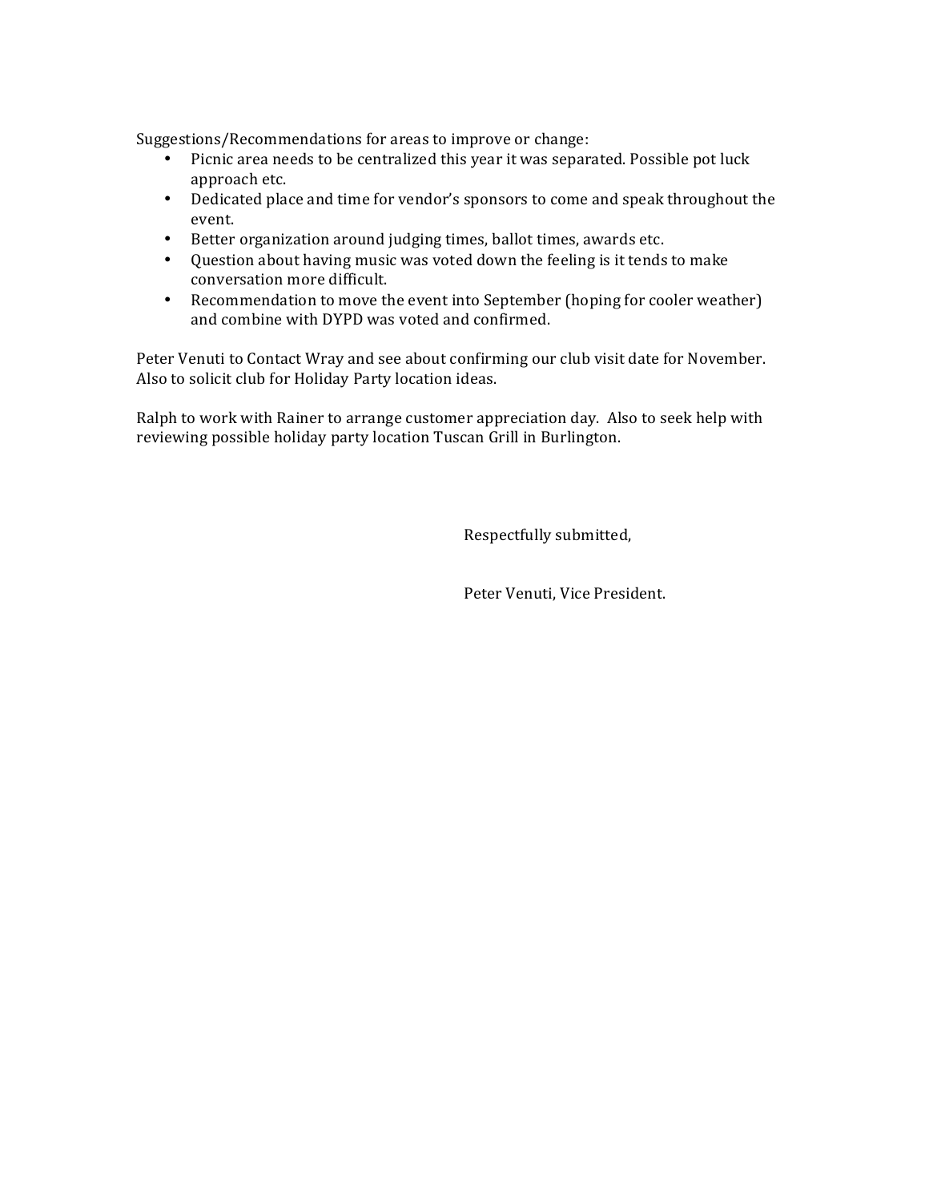Suggestions/Recommendations for areas to improve or change:

- Picnic area needs to be centralized this year it was separated. Possible pot luck approach etc.
- Dedicated place and time for vendor's sponsors to come and speak throughout the event.
- Better organization around judging times, ballot times, awards etc.
- Question about having music was voted down the feeling is it tends to make conversation more difficult.
- Recommendation to move the event into September (hoping for cooler weather) and combine with DYPD was voted and confirmed.

Peter Venuti to Contact Wray and see about confirming our club visit date for November. Also to solicit club for Holiday Party location ideas.

Ralph to work with Rainer to arrange customer appreciation day. Also to seek help with reviewing possible holiday party location Tuscan Grill in Burlington.

Respectfully submitted,

Peter Venuti, Vice President.